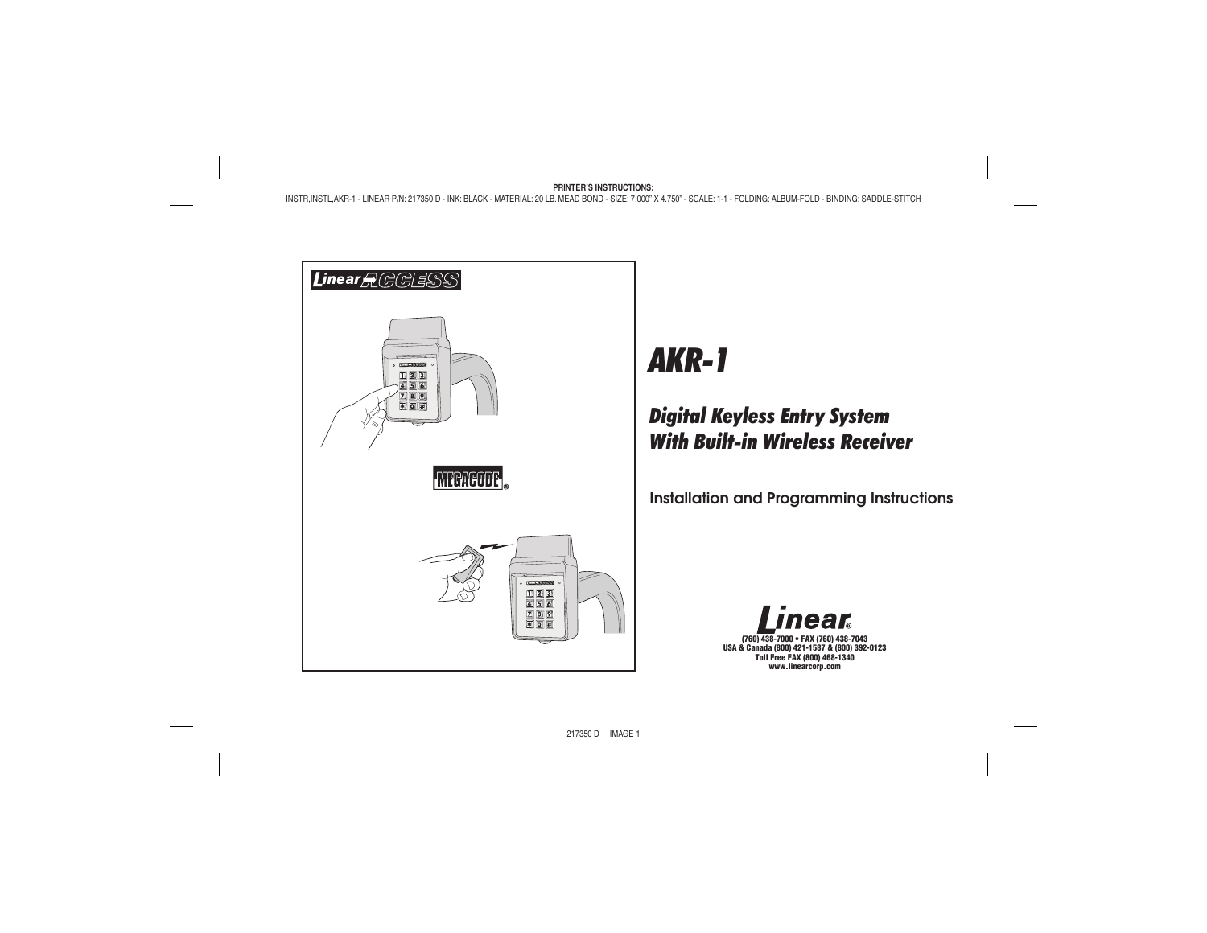PRINTER'S INSTRUCTIONS:
INSTR,INSTL,AKR-1 - LINEAR P/N: 217350 D - INK: BLACK - MATERIAL: 20 LB. MEAD BOND - SIZE: 7.000" X 4.750" - SCALE: 1-1 - FOLDING: ALBUM-FOLD - BINDING: SADDLE-STITCH

Linear ACCESS

MEGACODE®

# AKR-1

## *Digital Keyless Entry System With Built-in Wireless Receiver*

### Installation and Programming Instructions

**Linear®**

**(760) 438-7000 • FAX (760) 438-7043**
**USA & Canada (800) 421-1587 & (800) 392-0123**
**Toll Free FAX (800) 468-1340**
**www.linearcorp.com**

217350 D IMAGE 1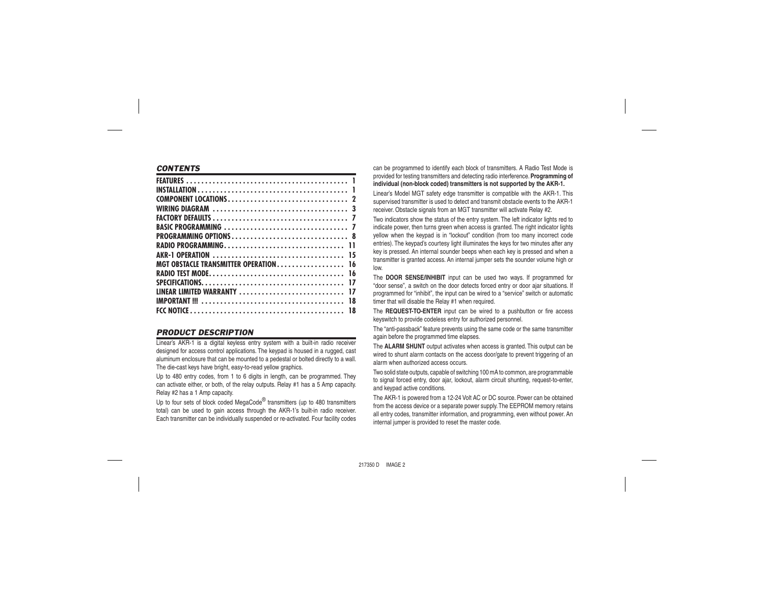## CONTENTS

| | |
|---|---|
| **FEATURES** | **1** |
| **INSTALLATION** | **1** |
| **COMPONENT LOCATIONS** | **2** |
| **WIRING DIAGRAM** | **3** |
| **FACTORY DEFAULTS** | **7** |
| **BASIC PROGRAMMING** | **7** |
| **PROGRAMMING OPTIONS** | **8** |
| **RADIO PROGRAMMING** | **11** |
| **AKR-1 OPERATION** | **15** |
| **MGT OBSTACLE TRANSMITTER OPERATION** | **16** |
| **RADIO TEST MODE** | **16** |
| **SPECIFICATIONS** | **17** |
| **LINEAR LIMITED WARRANTY** | **17** |
| **IMPORTANT !!!** | **18** |
| **FCC NOTICE** | **18** |

## PRODUCT DESCRIPTION

Linear's AKR-1 is a digital keyless entry system with a built-in radio receiver designed for access control applications. The keypad is housed in a rugged, cast aluminum enclosure that can be mounted to a pedestal or bolted directly to a wall. The die-cast keys have bright, easy-to-read yellow graphics.

Up to 480 entry codes, from 1 to 6 digits in length, can be programmed. They can activate either, or both, of the relay outputs. Relay #1 has a 5 Amp capacity. Relay #2 has a 1 Amp capacity.

Up to four sets of block coded MegaCode® transmitters (up to 480 transmitters total) can be used to gain access through the AKR-1's built-in radio receiver. Each transmitter can be individually suspended or re-activated. Four facility codes can be programmed to identify each block of transmitters. A Radio Test Mode is provided for testing transmitters and detecting radio interference. **Programming of individual (non-block coded) transmitters is not supported by the AKR-1.**

Linear's Model MGT safety edge transmitter is compatible with the AKR-1. This supervised transmitter is used to detect and transmit obstacle events to the AKR-1 receiver. Obstacle signals from an MGT transmitter will activate Relay #2.

Two indicators show the status of the entry system. The left indicator lights red to indicate power, then turns green when access is granted. The right indicator lights yellow when the keypad is in "lockout" condition (from too many incorrect code entries). The keypad's courtesy light illuminates the keys for two minutes after any key is pressed. An internal sounder beeps when each key is pressed and when a transmitter is granted access. An internal jumper sets the sounder volume high or low.

The **DOOR SENSE/INHIBIT** input can be used two ways. If programmed for "door sense", a switch on the door detects forced entry or door ajar situations. If programmed for "inhibit", the input can be wired to a "service" switch or automatic timer that will disable the Relay #1 when required.

The **REQUEST-TO-ENTER** input can be wired to a pushbutton or fire access keyswitch to provide codeless entry for authorized personnel.

The "anti-passback" feature prevents using the same code or the same transmitter again before the programmed time elapses.

The **ALARM SHUNT** output activates when access is granted. This output can be wired to shunt alarm contacts on the access door/gate to prevent triggering of an alarm when authorized access occurs.

Two solid state outputs, capable of switching 100 mA to common, are programmable to signal forced entry, door ajar, lockout, alarm circuit shunting, request-to-enter, and keypad active conditions.

The AKR-1 is powered from a 12-24 Volt AC or DC source. Power can be obtained from the access device or a separate power supply. The EEPROM memory retains all entry codes, transmitter information, and programming, even without power. An internal jumper is provided to reset the master code.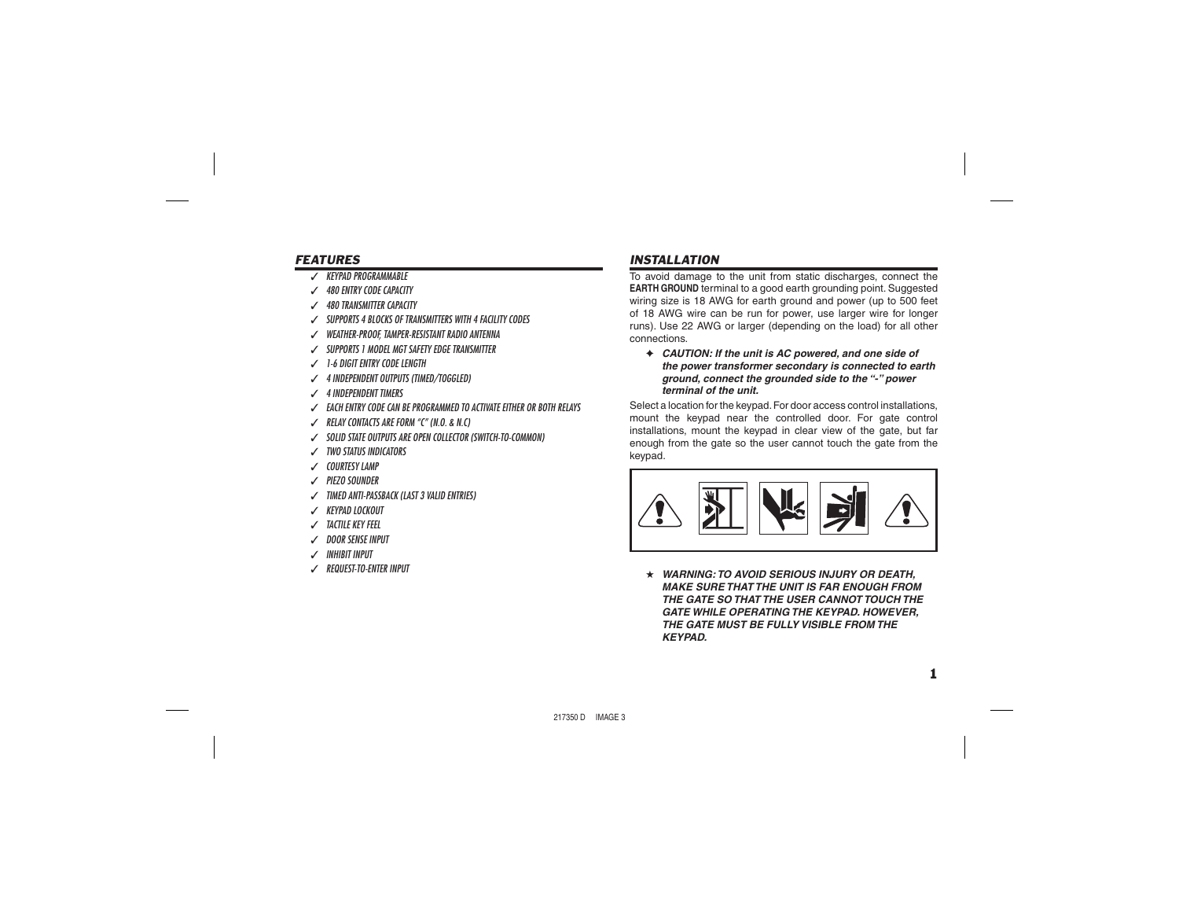## FEATURES

- ✓ KEYPAD PROGRAMMABLE
- ✓ 480 ENTRY CODE CAPACITY
- ✓ 480 TRANSMITTER CAPACITY
- ✓ SUPPORTS 4 BLOCKS OF TRANSMITTERS WITH 4 FACILITY CODES
- ✓ WEATHER-PROOF, TAMPER-RESISTANT RADIO ANTENNA
- ✓ SUPPORTS 1 MODEL MGT SAFETY EDGE TRANSMITTER
- ✓ 1-6 DIGIT ENTRY CODE LENGTH
- ✓ 4 INDEPENDENT OUTPUTS (TIMED/TOGGLED)
- ✓ 4 INDEPENDENT TIMERS
- ✓ EACH ENTRY CODE CAN BE PROGRAMMED TO ACTIVATE EITHER OR BOTH RELAYS
- ✓ RELAY CONTACTS ARE FORM "C" (N.O. & N.C)
- ✓ SOLID STATE OUTPUTS ARE OPEN COLLECTOR (SWITCH-TO-COMMON)
- ✓ TWO STATUS INDICATORS
- ✓ COURTESY LAMP
- ✓ PIEZO SOUNDER
- ✓ TIMED ANTI-PASSBACK (LAST 3 VALID ENTRIES)
- ✓ KEYPAD LOCKOUT
- ✓ TACTILE KEY FEEL
- ✓ DOOR SENSE INPUT
- ✓ INHIBIT INPUT
- ✓ REQUEST-TO-ENTER INPUT

## INSTALLATION

To avoid damage to the unit from static discharges, connect the **EARTH GROUND** terminal to a good earth grounding point. Suggested wiring size is 18 AWG for earth ground and power (up to 500 feet of 18 AWG wire can be run for power, use larger wire for longer runs). Use 22 AWG or larger (depending on the load) for all other connections.

✦ ***CAUTION: If the unit is AC powered, and one side of the power transformer secondary is connected to earth ground, connect the grounded side to the "-" power terminal of the unit.***

Select a location for the keypad. For door access control installations, mount the keypad near the controlled door. For gate control installations, mount the keypad in clear view of the gate, but far enough from the gate so the user cannot touch the gate from the keypad.

★ ***WARNING: TO AVOID SERIOUS INJURY OR DEATH, MAKE SURE THAT THE UNIT IS FAR ENOUGH FROM THE GATE SO THAT THE USER CANNOT TOUCH THE GATE WHILE OPERATING THE KEYPAD. HOWEVER, THE GATE MUST BE FULLY VISIBLE FROM THE KEYPAD.***

217350 D IMAGE 3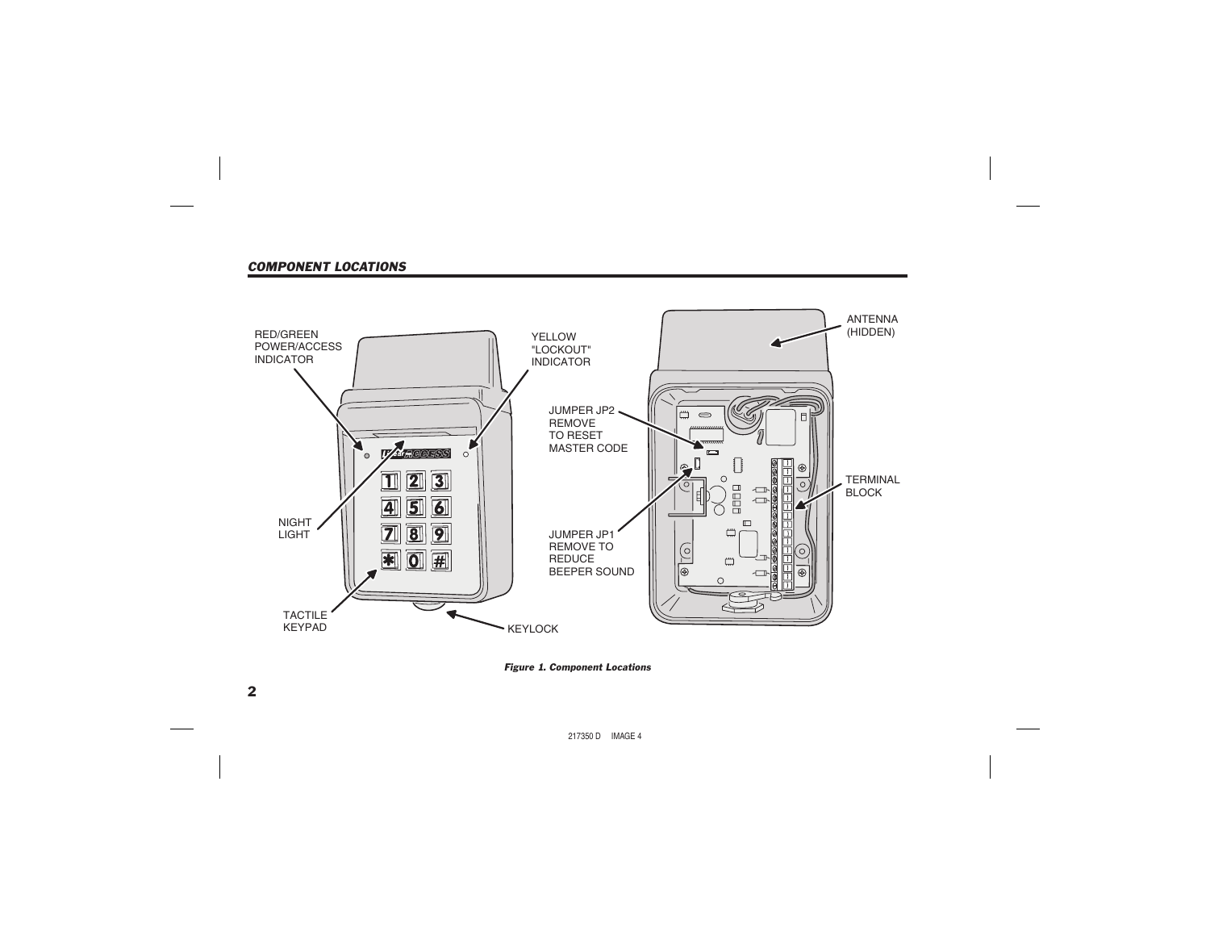## *COMPONENT LOCATIONS*

RED/GREEN POWER/ACCESS INDICATOR

YELLOW "LOCKOUT" INDICATOR

NIGHT LIGHT

TACTILE KEYPAD

KEYLOCK

JUMPER JP2 REMOVE TO RESET MASTER CODE

JUMPER JP1 REMOVE TO REDUCE BEEPER SOUND

ANTENNA (HIDDEN)

TERMINAL BLOCK

***Figure 1. Component Locations***

217350 D IMAGE 4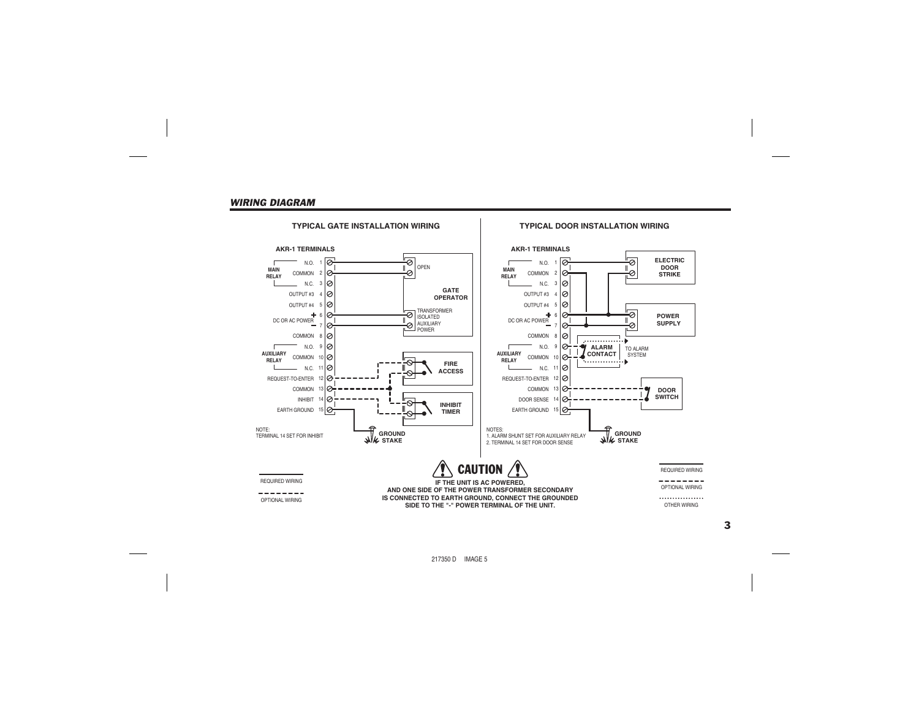## *WIRING DIAGRAM*

### TYPICAL GATE INSTALLATION WIRING

AKR-1 TERMINALS

| Group | Terminal | No. |
|---|---|---|
| MAIN RELAY | N.O. | 1 |
| | COMMON | 2 |
| | N.C. | 3 |
| | OUTPUT #3 | 4 |
| | OUTPUT #4 | 5 |
| DC OR AC POWER | + | 6 |
| | − | 7 |
| | COMMON | 8 |
| AUXILIARY RELAY | N.O. | 9 |
| | COMMON | 10 |
| | N.C. | 11 |
| | REQUEST-TO-ENTER | 12 |
| | COMMON | 13 |
| | INHIBIT | 14 |
| | EARTH GROUND | 15 |

GATE OPERATOR: OPEN; TRANSFORMER ISOLATED AUXILIARY POWER

FIRE ACCESS

INHIBIT TIMER

GROUND STAKE

NOTE:
TERMINAL 14 SET FOR INHIBIT

REQUIRED WIRING

OPTIONAL WIRING

### TYPICAL DOOR INSTALLATION WIRING

AKR-1 TERMINALS

| Group | Terminal | No. |
|---|---|---|
| MAIN RELAY | N.O. | 1 |
| | COMMON | 2 |
| | N.C. | 3 |
| | OUTPUT #3 | 4 |
| | OUTPUT #4 | 5 |
| DC OR AC POWER | + | 6 |
| | − | 7 |
| | COMMON | 8 |
| AUXILIARY RELAY | N.O. | 9 |
| | COMMON | 10 |
| | N.C. | 11 |
| | REQUEST-TO-ENTER | 12 |
| | COMMON | 13 |
| | DOOR SENSE | 14 |
| | EARTH GROUND | 15 |

ELECTRIC DOOR STRIKE

POWER SUPPLY

ALARM CONTACT — TO ALARM SYSTEM

DOOR SWITCH

GROUND STAKE

NOTES:
1. ALARM SHUNT SET FOR AUXILIARY RELAY
2. TERMINAL 14 SET FOR DOOR SENSE

REQUIRED WIRING

OPTIONAL WIRING

OTHER WIRING

**⚠ CAUTION ⚠**

**IF THE UNIT IS AC POWERED, AND ONE SIDE OF THE POWER TRANSFORMER SECONDARY IS CONNECTED TO EARTH GROUND, CONNECT THE GROUNDED SIDE TO THE "-" POWER TERMINAL OF THE UNIT.**

217350 D IMAGE 5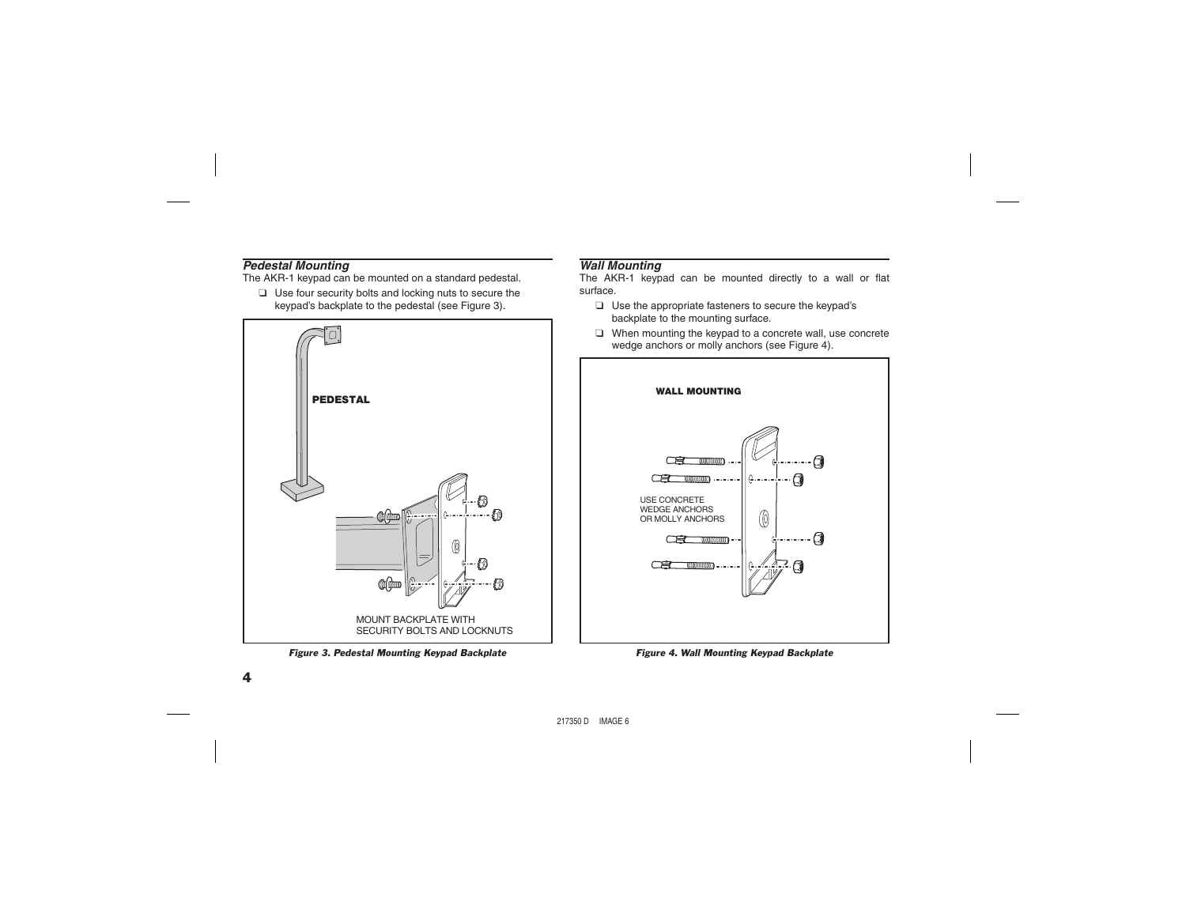### *Pedestal Mounting*

The AKR-1 keypad can be mounted on a standard pedestal.

- ❑ Use four security bolts and locking nuts to secure the keypad's backplate to the pedestal (see Figure 3).

PEDESTAL

MOUNT BACKPLATE WITH SECURITY BOLTS AND LOCKNUTS

***Figure 3. Pedestal Mounting Keypad Backplate***

### *Wall Mounting*

The AKR-1 keypad can be mounted directly to a wall or flat surface.

- ❑ Use the appropriate fasteners to secure the keypad's backplate to the mounting surface.
- ❑ When mounting the keypad to a concrete wall, use concrete wedge anchors or molly anchors (see Figure 4).

WALL MOUNTING

USE CONCRETE WEDGE ANCHORS OR MOLLY ANCHORS

***Figure 4. Wall Mounting Keypad Backplate***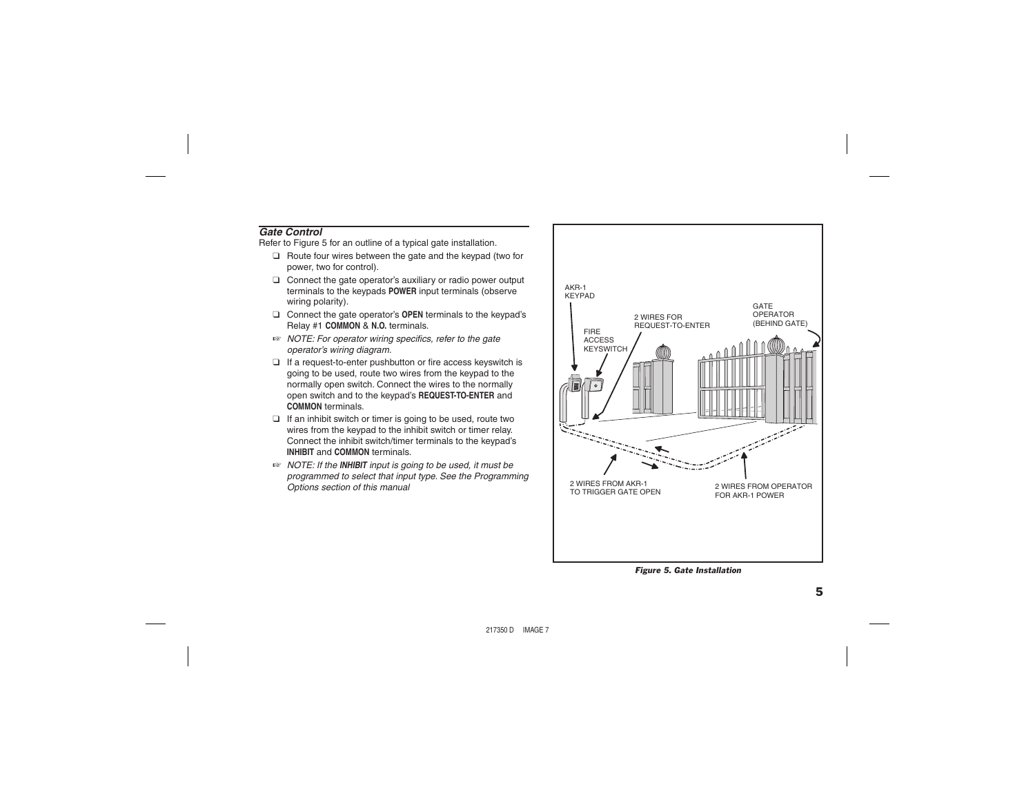### *Gate Control*

Refer to Figure 5 for an outline of a typical gate installation.

- ❑ Route four wires between the gate and the keypad (two for power, two for control).
- ❑ Connect the gate operator's auxiliary or radio power output terminals to the keypads **POWER** input terminals (observe wiring polarity).
- ❑ Connect the gate operator's **OPEN** terminals to the keypad's Relay #1 **COMMON** & **N.O.** terminals.

☞ *NOTE: For operator wiring specifics, refer to the gate operator's wiring diagram.*

- ❑ If a request-to-enter pushbutton or fire access keyswitch is going to be used, route two wires from the keypad to the normally open switch. Connect the wires to the normally open switch and to the keypad's **REQUEST-TO-ENTER** and **COMMON** terminals.
- ❑ If an inhibit switch or timer is going to be used, route two wires from the keypad to the inhibit switch or timer relay. Connect the inhibit switch/timer terminals to the keypad's **INHIBIT** and **COMMON** terminals.

☞ *NOTE: If the* ***INHIBIT*** *input is going to be used, it must be programmed to select that input type. See the Programming Options section of this manual*

AKR-1 KEYPAD

FIRE ACCESS KEYSWITCH

2 WIRES FOR REQUEST-TO-ENTER

GATE OPERATOR (BEHIND GATE)

2 WIRES FROM AKR-1 TO TRIGGER GATE OPEN

2 WIRES FROM OPERATOR FOR AKR-1 POWER

***Figure 5. Gate Installation***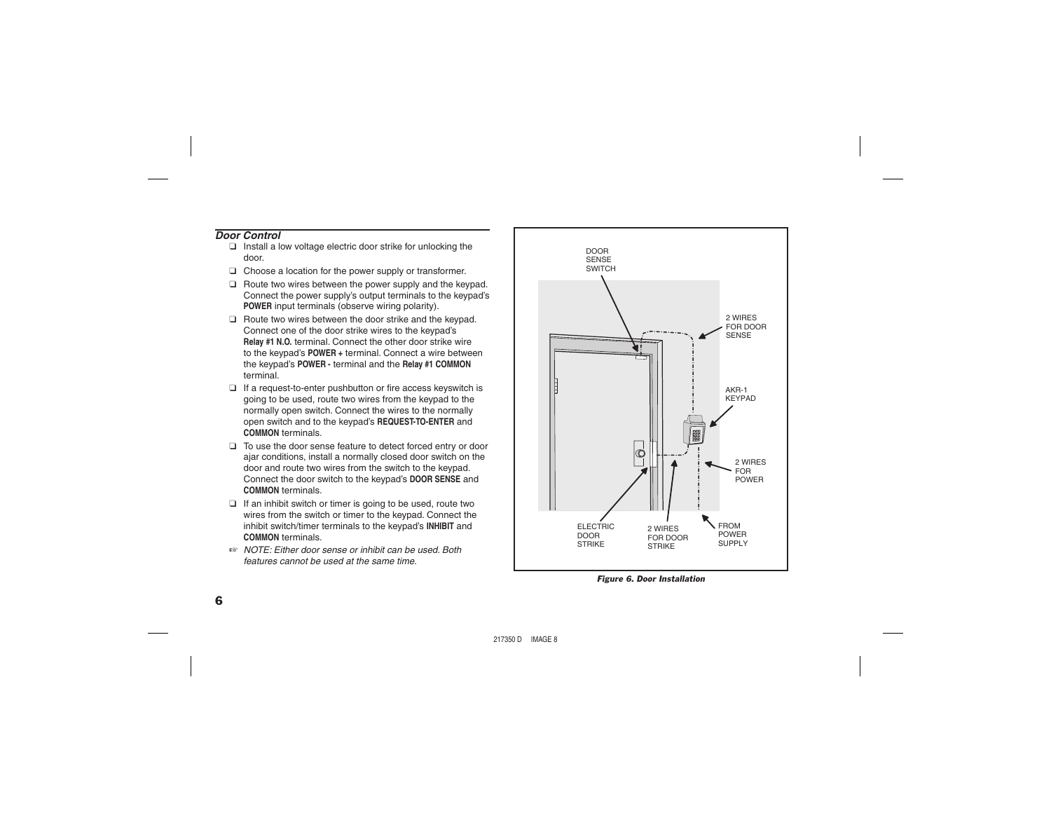### *Door Control*

- ❑ Install a low voltage electric door strike for unlocking the door.
- ❑ Choose a location for the power supply or transformer.
- ❑ Route two wires between the power supply and the keypad. Connect the power supply's output terminals to the keypad's **POWER** input terminals (observe wiring polarity).
- ❑ Route two wires between the door strike and the keypad. Connect one of the door strike wires to the keypad's **Relay #1 N.O.** terminal. Connect the other door strike wire to the keypad's **POWER +** terminal. Connect a wire between the keypad's **POWER -** terminal and the **Relay #1 COMMON** terminal.
- ❑ If a request-to-enter pushbutton or fire access keyswitch is going to be used, route two wires from the keypad to the normally open switch. Connect the wires to the normally open switch and to the keypad's **REQUEST-TO-ENTER** and **COMMON** terminals.
- ❑ To use the door sense feature to detect forced entry or door ajar conditions, install a normally closed door switch on the door and route two wires from the switch to the keypad. Connect the door switch to the keypad's **DOOR SENSE** and **COMMON** terminals.
- ❑ If an inhibit switch or timer is going to be used, route two wires from the switch or timer to the keypad. Connect the inhibit switch/timer terminals to the keypad's **INHIBIT** and **COMMON** terminals.

☞ *NOTE: Either door sense or inhibit can be used. Both features cannot be used at the same time.*

DOOR SENSE SWITCH

2 WIRES FOR DOOR SENSE

AKR-1 KEYPAD

2 WIRES FOR POWER

ELECTRIC DOOR STRIKE

2 WIRES FOR DOOR STRIKE

FROM POWER SUPPLY

***Figure 6. Door Installation***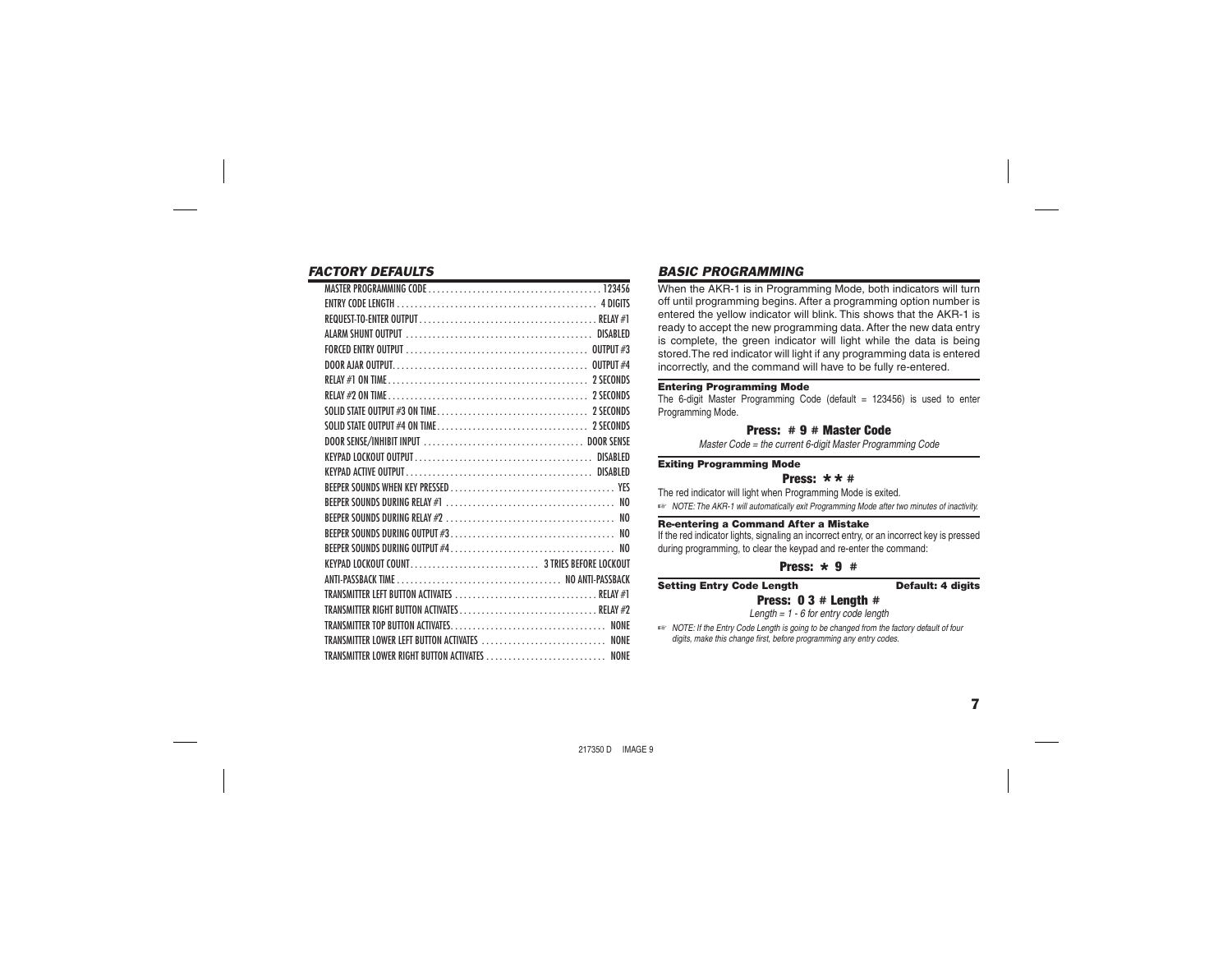## FACTORY DEFAULTS

| Setting | Default |
| --- | --- |
| MASTER PROGRAMMING CODE | 123456 |
| ENTRY CODE LENGTH | 4 DIGITS |
| REQUEST-TO-ENTER OUTPUT | RELAY #1 |
| ALARM SHUNT OUTPUT | DISABLED |
| FORCED ENTRY OUTPUT | OUTPUT #3 |
| DOOR AJAR OUTPUT | OUTPUT #4 |
| RELAY #1 ON TIME | 2 SECONDS |
| RELAY #2 ON TIME | 2 SECONDS |
| SOLID STATE OUTPUT #3 ON TIME | 2 SECONDS |
| SOLID STATE OUTPUT #4 ON TIME | 2 SECONDS |
| DOOR SENSE/INHIBIT INPUT | DOOR SENSE |
| KEYPAD LOCKOUT OUTPUT | DISABLED |
| KEYPAD ACTIVE OUTPUT | DISABLED |
| BEEPER SOUNDS WHEN KEY PRESSED | YES |
| BEEPER SOUNDS DURING RELAY #1 | NO |
| BEEPER SOUNDS DURING RELAY #2 | NO |
| BEEPER SOUNDS DURING OUTPUT #3 | NO |
| BEEPER SOUNDS DURING OUTPUT #4 | NO |
| KEYPAD LOCKOUT COUNT | 3 TRIES BEFORE LOCKOUT |
| ANTI-PASSBACK TIME | NO ANTI-PASSBACK |
| TRANSMITTER LEFT BUTTON ACTIVATES | RELAY #1 |
| TRANSMITTER RIGHT BUTTON ACTIVATES | RELAY #2 |
| TRANSMITTER TOP BUTTON ACTIVATES | NONE |
| TRANSMITTER LOWER LEFT BUTTON ACTIVATES | NONE |
| TRANSMITTER LOWER RIGHT BUTTON ACTIVATES | NONE |

## BASIC PROGRAMMING

When the AKR-1 is in Programming Mode, both indicators will turn off until programming begins. After a programming option number is entered the yellow indicator will blink. This shows that the AKR-1 is ready to accept the new programming data. After the new data entry is complete, the green indicator will light while the data is being stored. The red indicator will light if any programming data is entered incorrectly, and the command will have to be fully re-entered.

### Entering Programming Mode

The 6-digit Master Programming Code (default = 123456) is used to enter Programming Mode.

**Press: # 9 # Master Code**

*Master Code = the current 6-digit Master Programming Code*

### Exiting Programming Mode

**Press: * * #**

The red indicator will light when Programming Mode is exited.

☞ *NOTE: The AKR-1 will automatically exit Programming Mode after two minutes of inactivity.*

### Re-entering a Command After a Mistake

If the red indicator lights, signaling an incorrect entry, or an incorrect key is pressed during programming, to clear the keypad and re-enter the command:

**Press: * 9 #**

### Setting Entry Code Length — Default: 4 digits

**Press: 0 3 # Length #**

*Length = 1 - 6 for entry code length*

☞ *NOTE: If the Entry Code Length is going to be changed from the factory default of four digits, make this change first, before programming any entry codes.*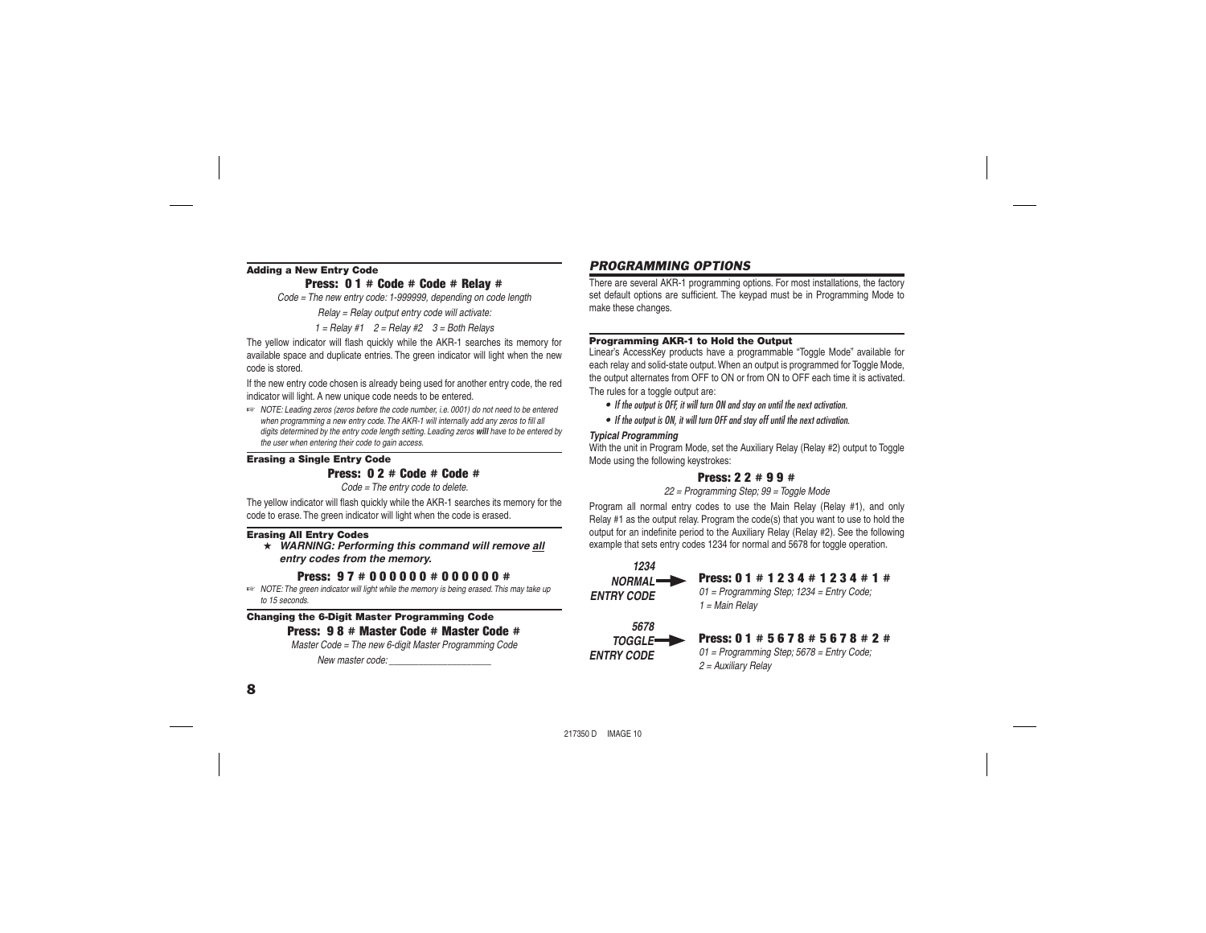### Adding a New Entry Code

**Press: 0 1 # Code # Code # Relay #**

*Code = The new entry code: 1-999999, depending on code length*

*Relay = Relay output entry code will activate:*

*1 = Relay #1  2 = Relay #2  3 = Both Relays*

The yellow indicator will flash quickly while the AKR-1 searches its memory for available space and duplicate entries. The green indicator will light when the new code is stored.

If the new entry code chosen is already being used for another entry code, the red indicator will light. A new unique code needs to be entered.

☞ *NOTE: Leading zeros (zeros before the code number, i.e. 0001) do not need to be entered when programming a new entry code. The AKR-1 will internally add any zeros to fill all digits determined by the entry code length setting. Leading zeros **will** have to be entered by the user when entering their code to gain access.*

### Erasing a Single Entry Code

**Press: 0 2 # Code # Code #**

*Code = The entry code to delete.*

The yellow indicator will flash quickly while the AKR-1 searches its memory for the code to erase. The green indicator will light when the code is erased.

### Erasing All Entry Codes

★ ***WARNING: Performing this command will remove all entry codes from the memory.***

**Press: 9 7 # 0 0 0 0 0 0 # 0 0 0 0 0 0 #**

☞ *NOTE: The green indicator will light while the memory is being erased. This may take up to 15 seconds.*

### Changing the 6-Digit Master Programming Code

**Press: 9 8 # Master Code # Master Code #**

*Master Code = The new 6-digit Master Programming Code*

*New master code: ____________________*

## PROGRAMMING OPTIONS

There are several AKR-1 programming options. For most installations, the factory set default options are sufficient. The keypad must be in Programming Mode to make these changes.

### Programming AKR-1 to Hold the Output

Linear's AccessKey products have a programmable "Toggle Mode" available for each relay and solid-state output. When an output is programmed for Toggle Mode, the output alternates from OFF to ON or from ON to OFF each time it is activated. The rules for a toggle output are:

- *If the output is OFF, it will turn ON and stay on until the next activation.*
- *If the output is ON, it will turn OFF and stay off until the next activation.*

***Typical Programming***

With the unit in Program Mode, set the Auxiliary Relay (Relay #2) output to Toggle Mode using the following keystrokes:

**Press: 2 2 # 9 9 #**

*22 = Programming Step; 99 = Toggle Mode*

Program all normal entry codes to use the Main Relay (Relay #1), and only Relay #1 as the output relay. Program the code(s) that you want to use to hold the output for an indefinite period to the Auxiliary Relay (Relay #2). See the following example that sets entry codes 1234 for normal and 5678 for toggle operation.

***1234 NORMAL ENTRY CODE*** →

**Press: 0 1 # 1 2 3 4 # 1 2 3 4 # 1 #**

*01 = Programming Step; 1234 = Entry Code; 1 = Main Relay*

***5678 TOGGLE ENTRY CODE*** →

**Press: 0 1 # 5 6 7 8 # 5 6 7 8 # 2 #**

*01 = Programming Step; 5678 = Entry Code; 2 = Auxiliary Relay*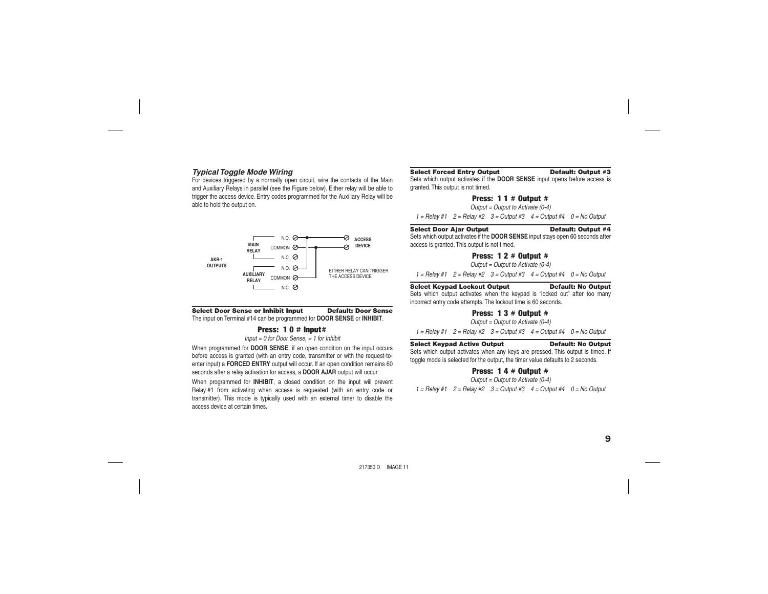### *Typical Toggle Mode Wiring*

For devices triggered by a normally open circuit, wire the contacts of the Main and Auxiliary Relays in parallel (see the Figure below). Either relay will be able to trigger the access device. Entry codes programmed for the Auxiliary Relay will be able to hold the output on.

AKR-1 OUTPUTS — MAIN RELAY: N.O., COMMON, N.C. — AUXILIARY RELAY: N.O., COMMON, N.C. — ACCESS DEVICE

EITHER RELAY CAN TRIGGER THE ACCESS DEVICE

**Select Door Sense or Inhibit Input** — **Default: Door Sense**

The input on Terminal #14 can be programmed for **DOOR SENSE** or **INHIBIT**.

**Press: 1 0 # Input#**

*Input = 0 for Door Sense, = 1 for Inhibit*

When programmed for **DOOR SENSE**, if an open condition on the input occurs before access is granted (with an entry code, transmitter or with the request-to-enter input) a **FORCED ENTRY** output will occur. If an open condition remains 60 seconds after a relay activation for access, a **DOOR AJAR** output will occur.

When programmed for **INHIBIT**, a closed condition on the input will prevent Relay #1 from activating when access is requested (with an entry code or transmitter). This mode is typically used with an external timer to disable the access device at certain times.

**Select Forced Entry Output** — **Default: Output #3**

Sets which output activates if the **DOOR SENSE** input opens before access is granted. This output is not timed.

**Press: 1 1 # Output #**

*Output = Output to Activate (0-4)*

*1 = Relay #1  2 = Relay #2  3 = Output #3  4 = Output #4  0 = No Output*

**Select Door Ajar Output** — **Default: Output #4**

Sets which output activates if the **DOOR SENSE** input stays open 60 seconds after access is granted. This output is not timed.

**Press: 1 2 # Output #**

*Output = Output to Activate (0-4)*

*1 = Relay #1  2 = Relay #2  3 = Output #3  4 = Output #4  0 = No Output*

**Select Keypad Lockout Output** — **Default: No Output**

Sets which output activates when the keypad is "locked out" after too many incorrect entry code attempts. The lockout time is 60 seconds.

**Press: 1 3 # Output #**

*Output = Output to Activate (0-4)*

*1 = Relay #1  2 = Relay #2  3 = Output #3  4 = Output #4  0 = No Output*

**Select Keypad Active Output** — **Default: No Output**

Sets which output activates when any keys are pressed. This output is timed. If toggle mode is selected for the output, the timer value defaults to 2 seconds.

**Press: 1 4 # Output #**

*Output = Output to Activate (0-4)*

*1 = Relay #1  2 = Relay #2  3 = Output #3  4 = Output #4  0 = No Output*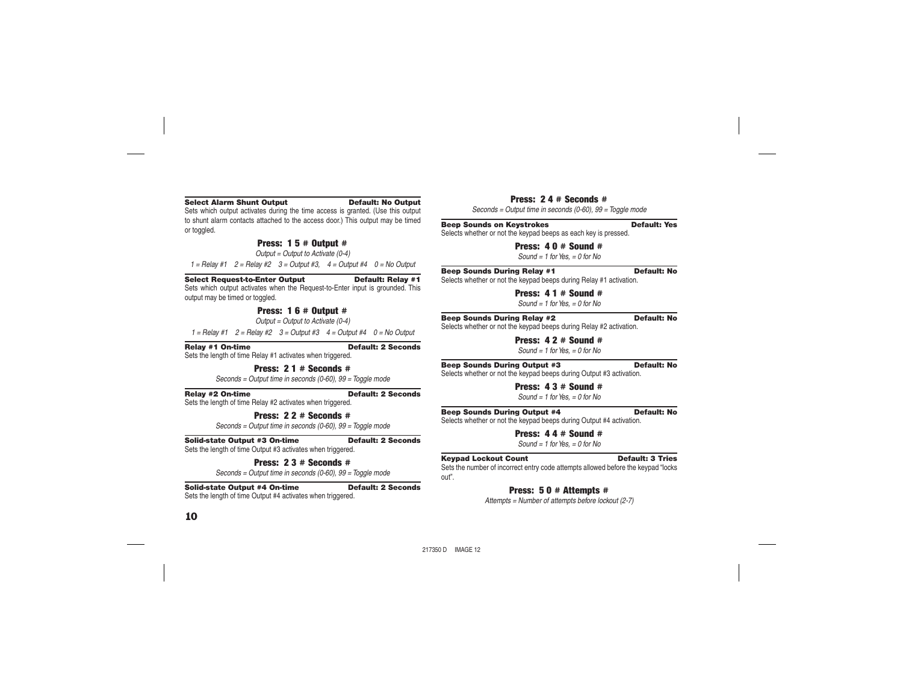**Select Alarm Shunt Output** **Default: No Output**

Sets which output activates during the time access is granted. (Use this output to shunt alarm contacts attached to the access door.) This output may be timed or toggled.

**Press: 1 5 # Output #**

*Output = Output to Activate (0-4)*

*1 = Relay #1  2 = Relay #2  3 = Output #3,  4 = Output #4  0 = No Output*

**Select Request-to-Enter Output** **Default: Relay #1**

Sets which output activates when the Request-to-Enter input is grounded. This output may be timed or toggled.

**Press: 1 6 # Output #**

*Output = Output to Activate (0-4)*

*1 = Relay #1  2 = Relay #2  3 = Output #3  4 = Output #4  0 = No Output*

**Relay #1 On-time** **Default: 2 Seconds**

Sets the length of time Relay #1 activates when triggered.

**Press: 2 1 # Seconds #**

*Seconds = Output time in seconds (0-60), 99 = Toggle mode*

**Relay #2 On-time** **Default: 2 Seconds**

Sets the length of time Relay #2 activates when triggered.

**Press: 2 2 # Seconds #**

*Seconds = Output time in seconds (0-60), 99 = Toggle mode*

**Solid-state Output #3 On-time** **Default: 2 Seconds**

Sets the length of time Output #3 activates when triggered.

**Press: 2 3 # Seconds #**

*Seconds = Output time in seconds (0-60), 99 = Toggle mode*

**Solid-state Output #4 On-time** **Default: 2 Seconds**

Sets the length of time Output #4 activates when triggered.

**Press: 2 4 # Seconds #**

*Seconds = Output time in seconds (0-60), 99 = Toggle mode*

**Beep Sounds on Keystrokes** **Default: Yes**

Selects whether or not the keypad beeps as each key is pressed.

**Press: 4 0 # Sound #**

*Sound = 1 for Yes, = 0 for No*

**Beep Sounds During Relay #1** **Default: No**

Selects whether or not the keypad beeps during Relay #1 activation.

**Press: 4 1 # Sound #**

*Sound = 1 for Yes, = 0 for No*

**Beep Sounds During Relay #2** **Default: No**

Selects whether or not the keypad beeps during Relay #2 activation.

**Press: 4 2 # Sound #**

*Sound = 1 for Yes, = 0 for No*

**Beep Sounds During Output #3** **Default: No**

Selects whether or not the keypad beeps during Output #3 activation.

**Press: 4 3 # Sound #**

*Sound = 1 for Yes, = 0 for No*

**Beep Sounds During Output #4** **Default: No**

Selects whether or not the keypad beeps during Output #4 activation.

**Press: 4 4 # Sound #**

*Sound = 1 for Yes, = 0 for No*

**Keypad Lockout Count** **Default: 3 Tries**

Sets the number of incorrect entry code attempts allowed before the keypad "locks out".

**Press: 5 0 # Attempts #**

*Attempts = Number of attempts before lockout (2-7)*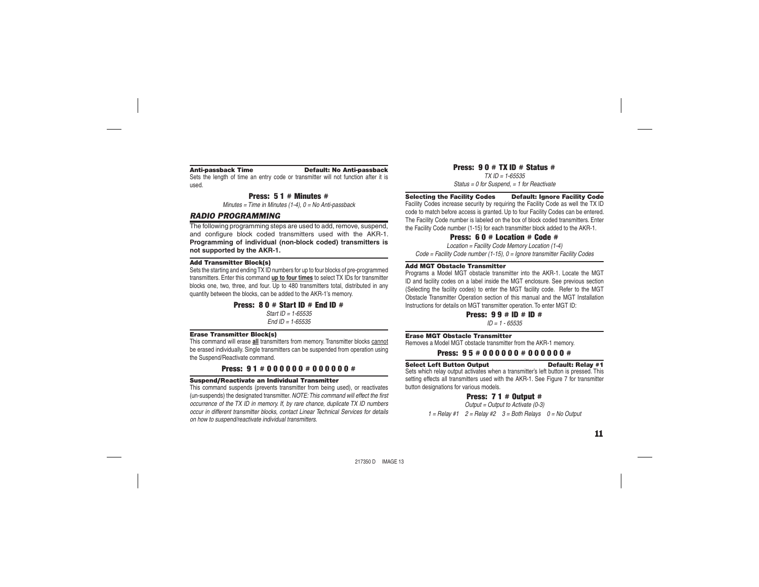**Anti-passback Time** **Default: No Anti-passback**

Sets the length of time an entry code or transmitter will not function after it is used.

**Press: 5 1 # Minutes #**

*Minutes = Time in Minutes (1-4), 0 = No Anti-passback*

## *RADIO PROGRAMMING*

The following programming steps are used to add, remove, suspend, and configure block coded transmitters used with the AKR-1. **Programming of individual (non-block coded) transmitters is not supported by the AKR-1.**

**Add Transmitter Block(s)**

Sets the starting and ending TX ID numbers for up to four blocks of pre-programmed transmitters. Enter this command **up to four times** to select TX IDs for transmitter blocks one, two, three, and four. Up to 480 transmitters total, distributed in any quantity between the blocks, can be added to the AKR-1's memory.

**Press: 8 0 # Start ID # End ID #**

*Start ID = 1-65535*
*End ID = 1-65535*

**Erase Transmitter Block(s)**

This command will erase **all** transmitters from memory. Transmitter blocks cannot be erased individually. Single transmitters can be suspended from operation using the Suspend/Reactivate command.

**Press: 9 1 # 0 0 0 0 0 0 # 0 0 0 0 0 0 #**

**Suspend/Reactivate an Individual Transmitter**

This command suspends (prevents transmitter from being used), or reactivates (un-suspends) the designated transmitter. *NOTE: This command will effect the first occurrence of the TX ID in memory. If, by rare chance, duplicate TX ID numbers occur in different transmitter blocks, contact Linear Technical Services for details on how to suspend/reactivate individual transmitters.*

**Press: 9 0 # TX ID # Status #**

*TX ID = 1-65535*
*Status = 0 for Suspend, = 1 for Reactivate*

**Selecting the Facility Codes** **Default: Ignore Facility Code**

Facility Codes increase security by requiring the Facility Code as well the TX ID code to match before access is granted. Up to four Facility Codes can be entered. The Facility Code number is labeled on the box of block coded transmitters. Enter the Facility Code number (1-15) for each transmitter block added to the AKR-1.

**Press: 6 0 # Location # Code #**

*Location = Facility Code Memory Location (1-4)*
*Code = Facility Code number (1-15), 0 = Ignore transmitter Facility Codes*

**Add MGT Obstacle Transmitter**

Programs a Model MGT obstacle transmitter into the AKR-1. Locate the MGT ID and facility codes on a label inside the MGT enclosure. See previous section (Selecting the facility codes) to enter the MGT facility code. Refer to the MGT Obstacle Transmitter Operation section of this manual and the MGT Installation Instructions for details on MGT transmitter operation. To enter MGT ID:

**Press: 9 9 # ID # ID #**

*ID = 1 - 65535*

**Erase MGT Obstacle Transmitter**

Removes a Model MGT obstacle transmitter from the AKR-1 memory.

**Press: 9 5 # 0 0 0 0 0 0 # 0 0 0 0 0 0 #**

**Select Left Button Output** **Default: Relay #1**

Sets which relay output activates when a transmitter's left button is pressed. This setting effects all transmitters used with the AKR-1. See Figure 7 for transmitter button designations for various models.

**Press: 7 1 # Output #**

*Output = Output to Activate (0-3)*
*1 = Relay #1 2 = Relay #2 3 = Both Relays 0 = No Output*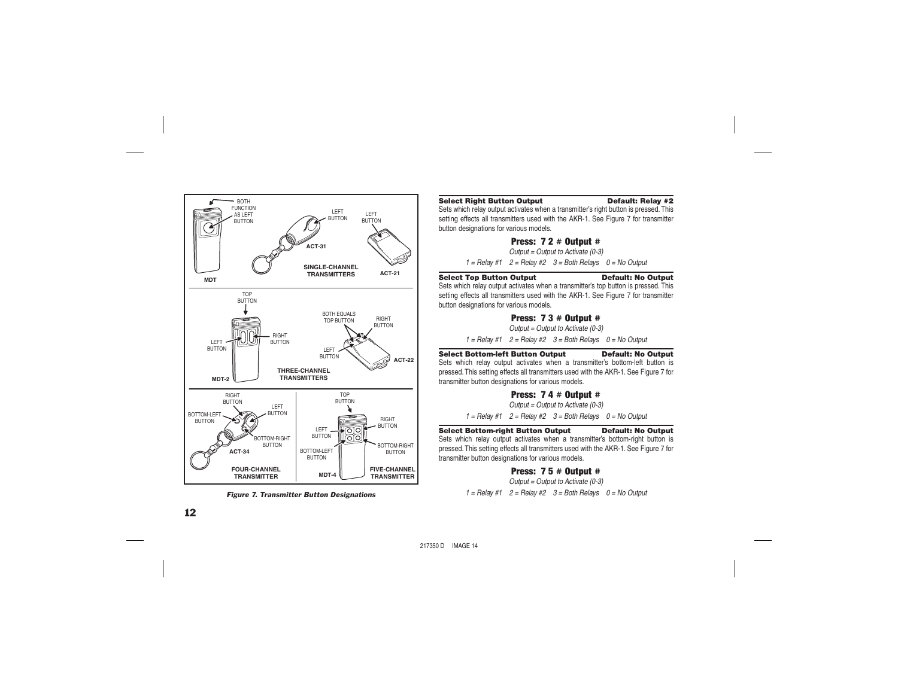*Figure 7. Transmitter Button Designations*

**Select Right Button Output** **Default: Relay #2**

Sets which relay output activates when a transmitter's right button is pressed. This setting effects all transmitters used with the AKR-1. See Figure 7 for transmitter button designations for various models.

**Press: 7 2 # Output #**

*Output = Output to Activate (0-3)*

*1 = Relay #1 2 = Relay #2 3 = Both Relays 0 = No Output*

**Select Top Button Output** **Default: No Output**

Sets which relay output activates when a transmitter's top button is pressed. This setting effects all transmitters used with the AKR-1. See Figure 7 for transmitter button designations for various models.

**Press: 7 3 # Output #**

*Output = Output to Activate (0-3)*

*1 = Relay #1 2 = Relay #2 3 = Both Relays 0 = No Output*

**Select Bottom-left Button Output** **Default: No Output**

Sets which relay output activates when a transmitter's bottom-left button is pressed. This setting effects all transmitters used with the AKR-1. See Figure 7 for transmitter button designations for various models.

**Press: 7 4 # Output #**

*Output = Output to Activate (0-3)*

*1 = Relay #1 2 = Relay #2 3 = Both Relays 0 = No Output*

**Select Bottom-right Button Output** **Default: No Output**

Sets which relay output activates when a transmitter's bottom-right button is pressed. This setting effects all transmitters used with the AKR-1. See Figure 7 for transmitter button designations for various models.

**Press: 7 5 # Output #**

*Output = Output to Activate (0-3)*

*1 = Relay #1 2 = Relay #2 3 = Both Relays 0 = No Output*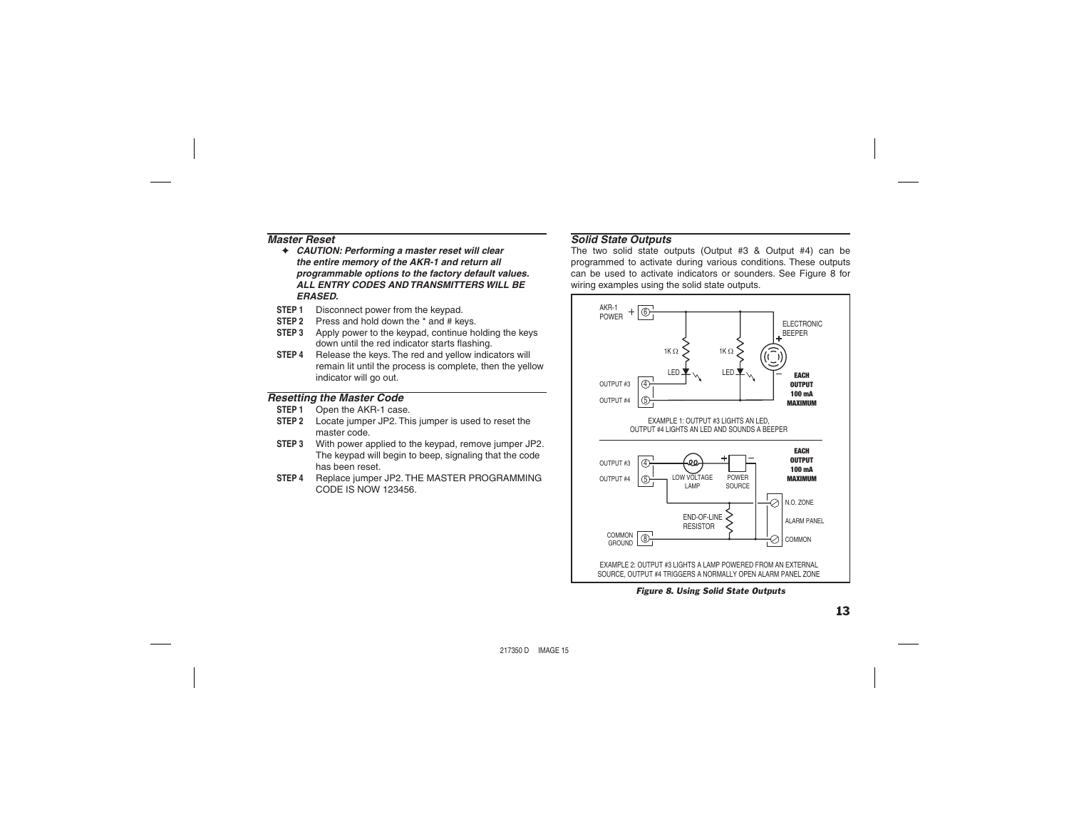### Master Reset

✦ ***CAUTION: Performing a master reset will clear the entire memory of the AKR-1 and return all programmable options to the factory default values. ALL ENTRY CODES AND TRANSMITTERS WILL BE ERASED.***

**STEP 1** Disconnect power from the keypad.

**STEP 2** Press and hold down the * and # keys.

**STEP 3** Apply power to the keypad, continue holding the keys down until the red indicator starts flashing.

**STEP 4** Release the keys. The red and yellow indicators will remain lit until the process is complete, then the yellow indicator will go out.

### Resetting the Master Code

**STEP 1** Open the AKR-1 case.

**STEP 2** Locate jumper JP2. This jumper is used to reset the master code.

**STEP 3** With power applied to the keypad, remove jumper JP2. The keypad will begin to beep, signaling that the code has been reset.

**STEP 4** Replace jumper JP2. THE MASTER PROGRAMMING CODE IS NOW 123456.

### Solid State Outputs

The two solid state outputs (Output #3 & Output #4) can be programmed to activate during various conditions. These outputs can be used to activate indicators or sounders. See Figure 8 for wiring examples using the solid state outputs.

AKR-1 POWER + 6 — ELECTRONIC BEEPER — 1K Ω — LED — OUTPUT #3 4 — OUTPUT #4 5 — EACH OUTPUT 100 mA MAXIMUM

EXAMPLE 1: OUTPUT #3 LIGHTS AN LED, OUTPUT #4 LIGHTS AN LED AND SOUNDS A BEEPER

OUTPUT #3 4 — OUTPUT #4 5 — LOW VOLTAGE LAMP — POWER SOURCE — EACH OUTPUT 100 mA MAXIMUM — N.O. ZONE — ALARM PANEL — END-OF-LINE RESISTOR — COMMON GROUND 8 — COMMON

EXAMPLE 2: OUTPUT #3 LIGHTS A LAMP POWERED FROM AN EXTERNAL SOURCE, OUTPUT #4 TRIGGERS A NORMALLY OPEN ALARM PANEL ZONE

*Figure 8. Using Solid State Outputs*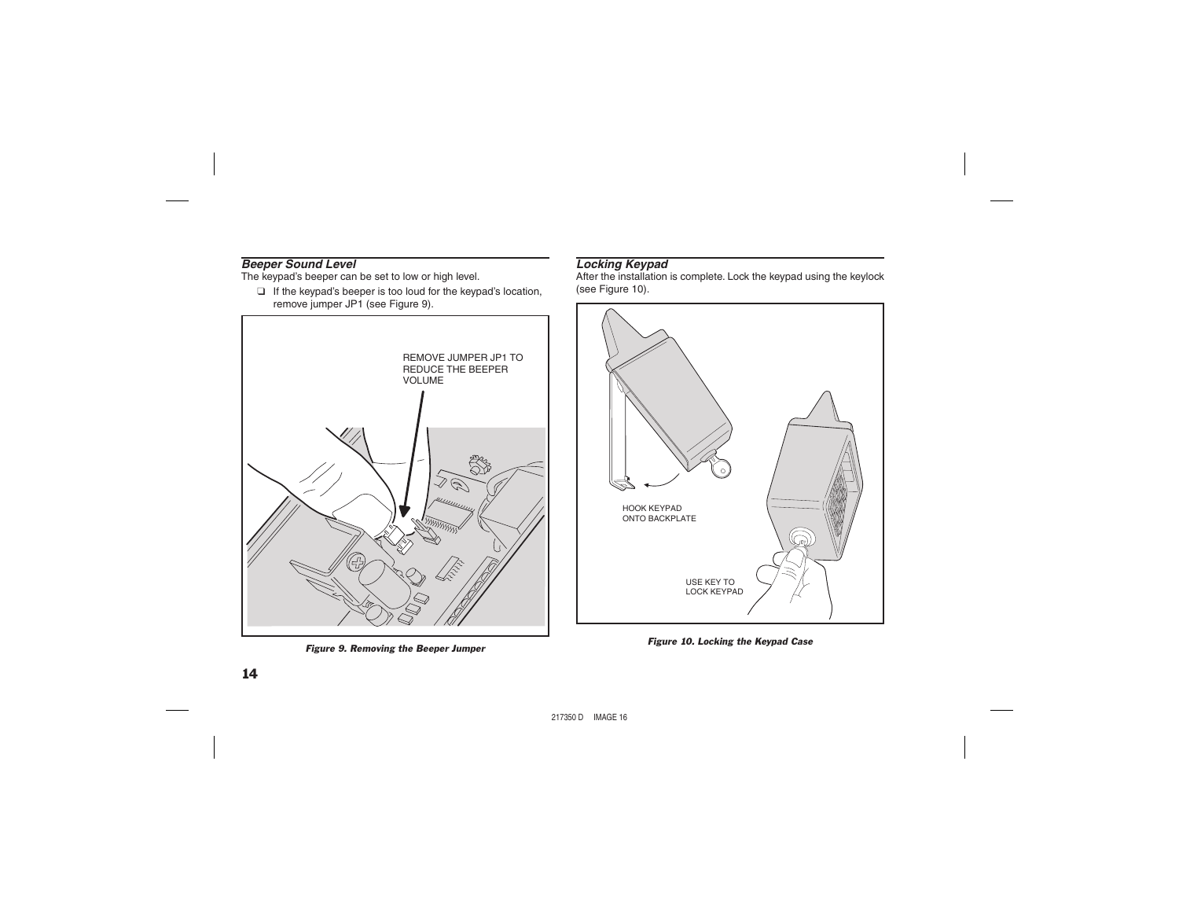### *Beeper Sound Level*

The keypad's beeper can be set to low or high level.

- ❑ If the keypad's beeper is too loud for the keypad's location, remove jumper JP1 (see Figure 9).

REMOVE JUMPER JP1 TO REDUCE THE BEEPER VOLUME

***Figure 9. Removing the Beeper Jumper***

### *Locking Keypad*

After the installation is complete. Lock the keypad using the keylock (see Figure 10).

HOOK KEYPAD ONTO BACKPLATE

USE KEY TO LOCK KEYPAD

***Figure 10. Locking the Keypad Case***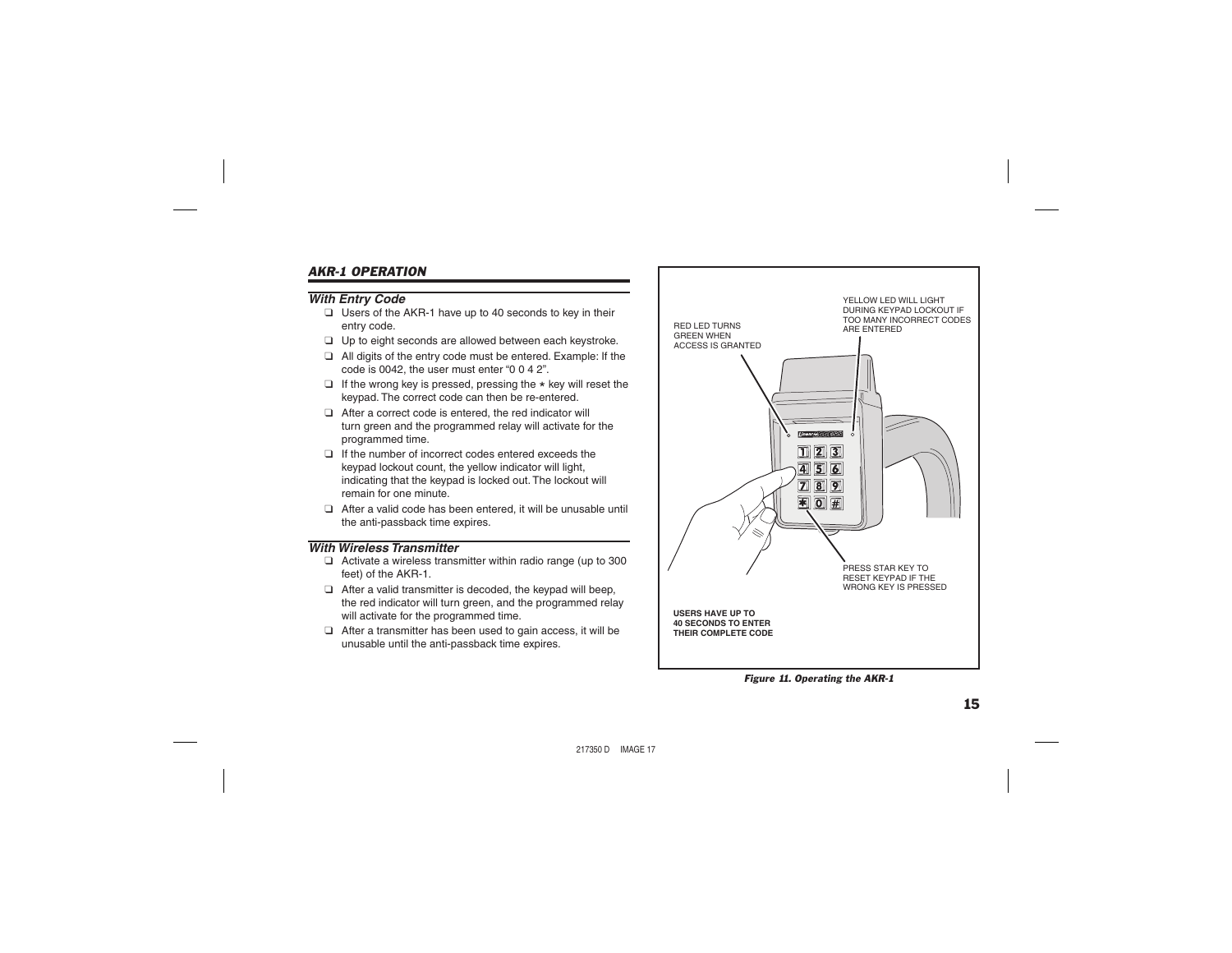## AKR-1 OPERATION

### With Entry Code

- ❑ Users of the AKR-1 have up to 40 seconds to key in their entry code.
- ❑ Up to eight seconds are allowed between each keystroke.
- ❑ All digits of the entry code must be entered. Example: If the code is 0042, the user must enter “0 0 4 2”.
- ❑ If the wrong key is pressed, pressing the * key will reset the keypad. The correct code can then be re-entered.
- ❑ After a correct code is entered, the red indicator will turn green and the programmed relay will activate for the programmed time.
- ❑ If the number of incorrect codes entered exceeds the keypad lockout count, the yellow indicator will light, indicating that the keypad is locked out. The lockout will remain for one minute.
- ❑ After a valid code has been entered, it will be unusable until the anti-passback time expires.

### With Wireless Transmitter

- ❑ Activate a wireless transmitter within radio range (up to 300 feet) of the AKR-1.
- ❑ After a valid transmitter is decoded, the keypad will beep, the red indicator will turn green, and the programmed relay will activate for the programmed time.
- ❑ After a transmitter has been used to gain access, it will be unusable until the anti-passback time expires.

RED LED TURNS GREEN WHEN ACCESS IS GRANTED

YELLOW LED WILL LIGHT DURING KEYPAD LOCKOUT IF TOO MANY INCORRECT CODES ARE ENTERED

PRESS STAR KEY TO RESET KEYPAD IF THE WRONG KEY IS PRESSED

USERS HAVE UP TO 40 SECONDS TO ENTER THEIR COMPLETE CODE

*Figure 11. Operating the AKR-1*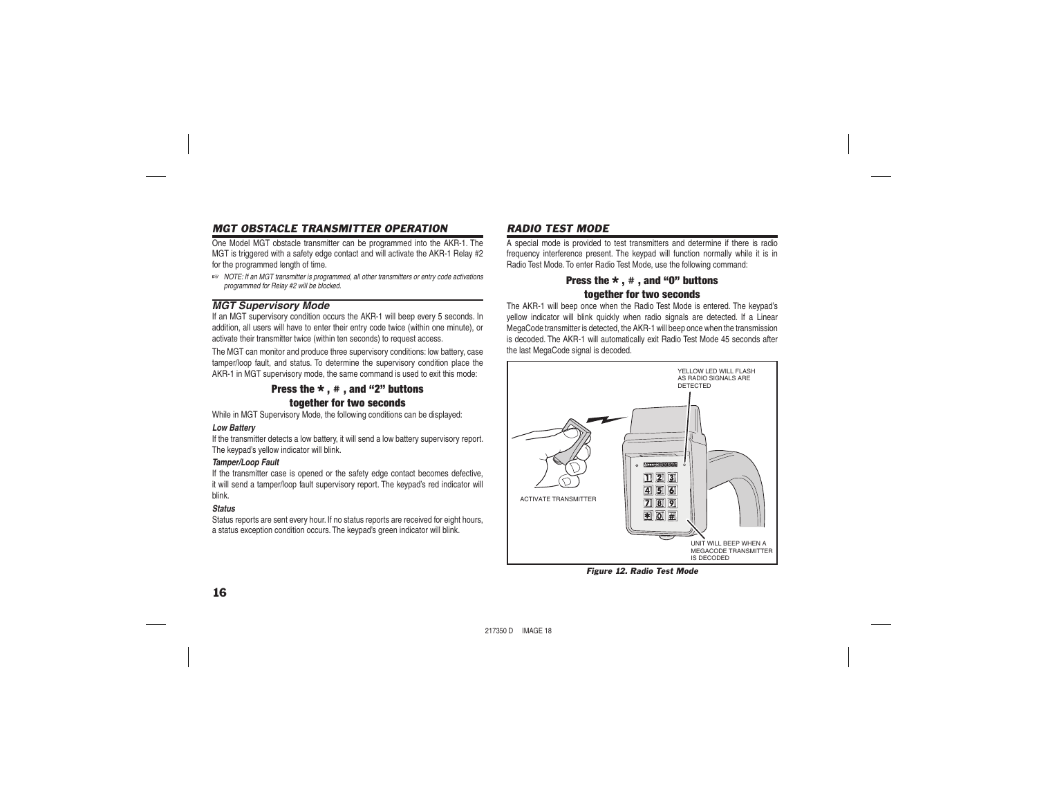## MGT OBSTACLE TRANSMITTER OPERATION

One Model MGT obstacle transmitter can be programmed into the AKR-1. The MGT is triggered with a safety edge contact and will activate the AKR-1 Relay #2 for the programmed length of time.

*NOTE: If an MGT transmitter is programmed, all other transmitters or entry code activations programmed for Relay #2 will be blocked.*

### MGT Supervisory Mode

If an MGT supervisory condition occurs the AKR-1 will beep every 5 seconds. In addition, all users will have to enter their entry code twice (within one minute), or activate their transmitter twice (within ten seconds) to request access.

The MGT can monitor and produce three supervisory conditions: low battery, case tamper/loop fault, and status. To determine the supervisory condition place the AKR-1 in MGT supervisory mode, the same command is used to exit this mode:

**Press the * , # , and "2" buttons together for two seconds**

While in MGT Supervisory Mode, the following conditions can be displayed:

***Low Battery***

If the transmitter detects a low battery, it will send a low battery supervisory report. The keypad's yellow indicator will blink.

***Tamper/Loop Fault***

If the transmitter case is opened or the safety edge contact becomes defective, it will send a tamper/loop fault supervisory report. The keypad's red indicator will blink.

***Status***

Status reports are sent every hour. If no status reports are received for eight hours, a status exception condition occurs. The keypad's green indicator will blink.

## RADIO TEST MODE

A special mode is provided to test transmitters and determine if there is radio frequency interference present. The keypad will function normally while it is in Radio Test Mode. To enter Radio Test Mode, use the following command:

**Press the * , # , and "0" buttons together for two seconds**

The AKR-1 will beep once when the Radio Test Mode is entered. The keypad's yellow indicator will blink quickly when radio signals are detected. If a Linear MegaCode transmitter is detected, the AKR-1 will beep once when the transmission is decoded. The AKR-1 will automatically exit Radio Test Mode 45 seconds after the last MegaCode signal is decoded.

YELLOW LED WILL FLASH AS RADIO SIGNALS ARE DETECTED

ACTIVATE TRANSMITTER

UNIT WILL BEEP WHEN A MEGACODE TRANSMITTER IS DECODED

*Figure 12. Radio Test Mode*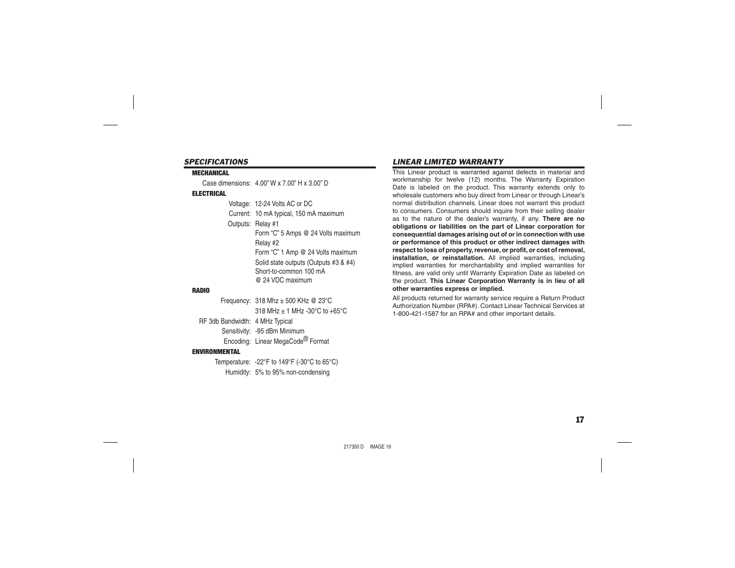## *SPECIFICATIONS*

### MECHANICAL

Case dimensions: 4.00" W x 7.00" H x 3.00" D

### ELECTRICAL

Voltage: 12-24 Volts AC or DC

Current: 10 mA typical, 150 mA maximum

Outputs: Relay #1
Form "C" 5 Amps @ 24 Volts maximum
Relay #2
Form "C" 1 Amp @ 24 Volts maximum
Solid state outputs (Outputs #3 & #4)
Short-to-common 100 mA
@ 24 VDC maximum

### RADIO

Frequency: 318 Mhz ± 500 KHz @ 23°C
318 MHz ± 1 MHz -30°C to +65°C

RF 3db Bandwidth: 4 MHz Typical

Sensitivity: -95 dBm Minimum

Encoding: Linear MegaCode® Format

### ENVIRONMENTAL

Temperature: -22°F to 149°F (-30°C to 65°C)

Humidity: 5% to 95% non-condensing

## *LINEAR LIMITED WARRANTY*

This Linear product is warranted against defects in material and workmanship for twelve (12) months. The Warranty Expiration Date is labeled on the product. This warranty extends only to wholesale customers who buy direct from Linear or through Linear's normal distribution channels. Linear does not warrant this product to consumers. Consumers should inquire from their selling dealer as to the nature of the dealer's warranty, if any. **There are no obligations or liabilities on the part of Linear corporation for consequential damages arising out of or in connection with use or performance of this product or other indirect damages with respect to loss of property, revenue, or profit, or cost of removal, installation, or reinstallation.** All implied warranties, including implied warranties for merchantability and implied warranties for fitness, are valid only until Warranty Expiration Date as labeled on the product. **This Linear Corporation Warranty is in lieu of all other warranties express or implied.**

All products returned for warranty service require a Return Product Authorization Number (RPA#). Contact Linear Technical Services at 1-800-421-1587 for an RPA# and other important details.

217350 D IMAGE 19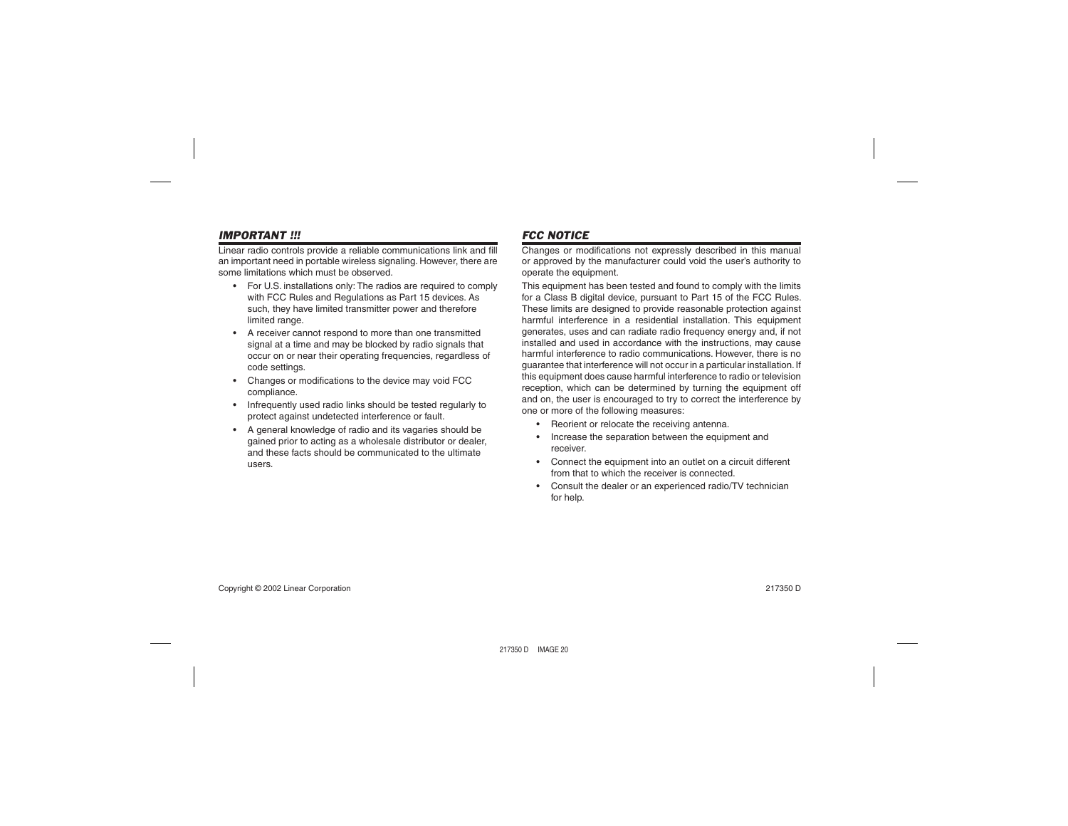## *IMPORTANT !!!*

Linear radio controls provide a reliable communications link and fill an important need in portable wireless signaling. However, there are some limitations which must be observed.

- For U.S. installations only: The radios are required to comply with FCC Rules and Regulations as Part 15 devices. As such, they have limited transmitter power and therefore limited range.
- A receiver cannot respond to more than one transmitted signal at a time and may be blocked by radio signals that occur on or near their operating frequencies, regardless of code settings.
- Changes or modifications to the device may void FCC compliance.
- Infrequently used radio links should be tested regularly to protect against undetected interference or fault.
- A general knowledge of radio and its vagaries should be gained prior to acting as a wholesale distributor or dealer, and these facts should be communicated to the ultimate users.

## *FCC NOTICE*

Changes or modifications not expressly described in this manual or approved by the manufacturer could void the user's authority to operate the equipment.

This equipment has been tested and found to comply with the limits for a Class B digital device, pursuant to Part 15 of the FCC Rules. These limits are designed to provide reasonable protection against harmful interference in a residential installation. This equipment generates, uses and can radiate radio frequency energy and, if not installed and used in accordance with the instructions, may cause harmful interference to radio communications. However, there is no guarantee that interference will not occur in a particular installation. If this equipment does cause harmful interference to radio or television reception, which can be determined by turning the equipment off and on, the user is encouraged to try to correct the interference by one or more of the following measures:

- Reorient or relocate the receiving antenna.
- Increase the separation between the equipment and receiver.
- Connect the equipment into an outlet on a circuit different from that to which the receiver is connected.
- Consult the dealer or an experienced radio/TV technician for help.

Copyright © 2002 Linear Corporation

217350 D